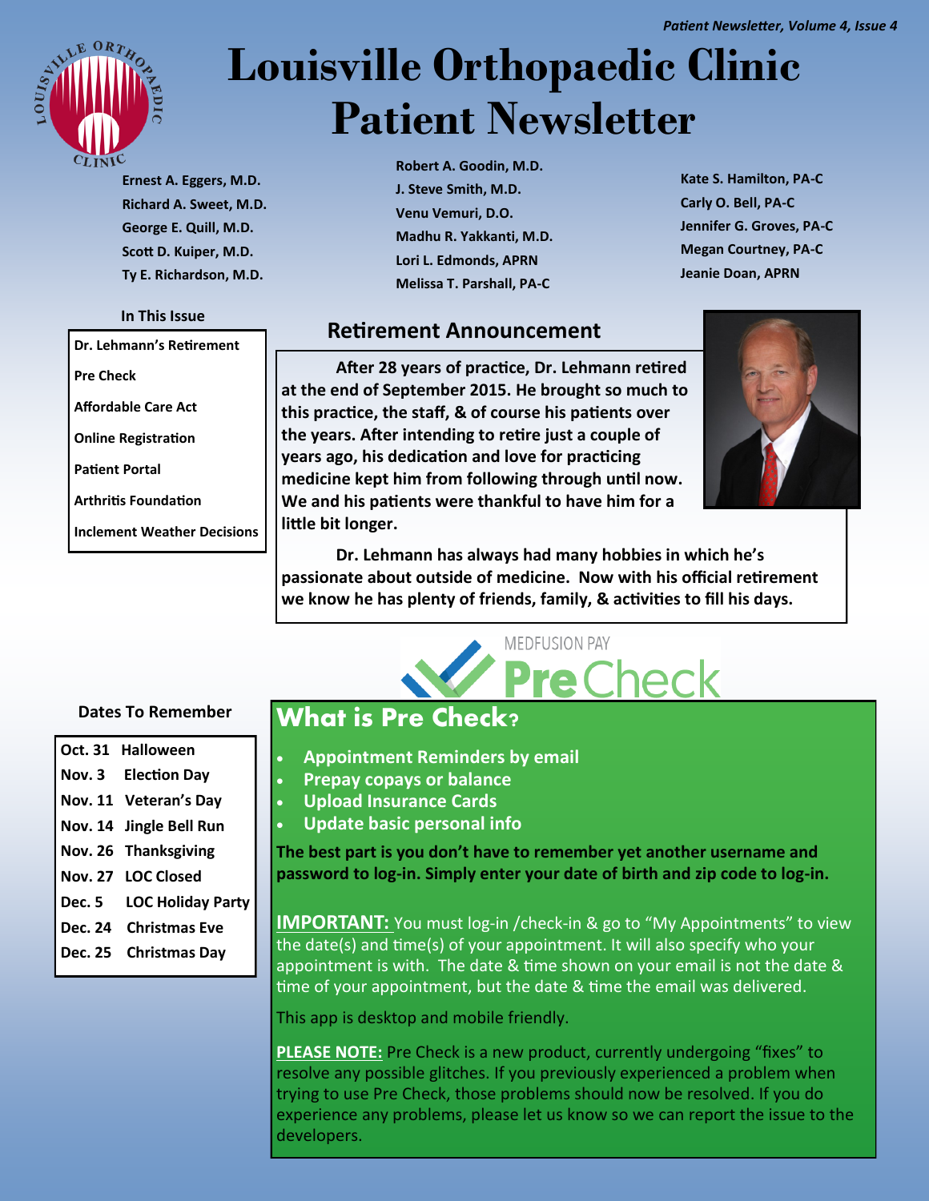# Louisville Orthopaedic Clinic Patient Newsletter

Ernest A. Eggers, M.D.
Richard A. Sweet, M.D.
George E. Quill, M.D.
Scott D. Kuiper, M.D.
Ty E. Richardson, M.D.

Robert A. Goodin, M.D.
J. Steve Smith, M.D.
Venu Vemuri, D.O.
Madhu R. Yakkanti, M.D.
Lori L. Edmonds, APRN
Melissa T. Parshall, PA-C

Kate S. Hamilton, PA-C
Carly O. Bell, PA-C
Jennifer G. Groves, PA-C
Megan Courtney, PA-C
Jeanie Doan, APRN

**In This Issue**

- Dr. Lehmann's Retirement
- Pre Check
- Affordable Care Act
- Online Registration
- Patient Portal
- Arthritis Foundation
- Inclement Weather Decisions

## Retirement Announcement

**After 28 years of practice, Dr. Lehmann retired at the end of September 2015. He brought so much to this practice, the staff, & of course his patients over the years. After intending to retire just a couple of years ago, his dedication and love for practicing medicine kept him from following through until now. We and his patients were thankful to have him for a little bit longer.**

**Dr. Lehmann has always had many hobbies in which he's passionate about outside of medicine. Now with his official retirement we know he has plenty of friends, family, & activities to fill his days.**

**Dates To Remember**

| Date | Event |
|---|---|
| Oct. 31 | Halloween |
| Nov. 3 | Election Day |
| Nov. 11 | Veteran's Day |
| Nov. 14 | Jingle Bell Run |
| Nov. 26 | Thanksgiving |
| Nov. 27 | LOC Closed |
| Dec. 5 | LOC Holiday Party |
| Dec. 24 | Christmas Eve |
| Dec. 25 | Christmas Day |

MEDFUSION PAY Pre Check

## What is Pre Check?

- **Appointment Reminders by email**
- **Prepay copays or balance**
- **Upload Insurance Cards**
- **Update basic personal info**

**The best part is you don't have to remember yet another username and password to log-in. Simply enter your date of birth and zip code to log-in.**

**IMPORTANT:** You must log-in /check-in & go to "My Appointments" to view the date(s) and time(s) of your appointment. It will also specify who your appointment is with. The date & time shown on your email is not the date & time of your appointment, but the date & time the email was delivered.

This app is desktop and mobile friendly.

**PLEASE NOTE:** Pre Check is a new product, currently undergoing "fixes" to resolve any possible glitches. If you previously experienced a problem when trying to use Pre Check, those problems should now be resolved. If you do experience any problems, please let us know so we can report the issue to the developers.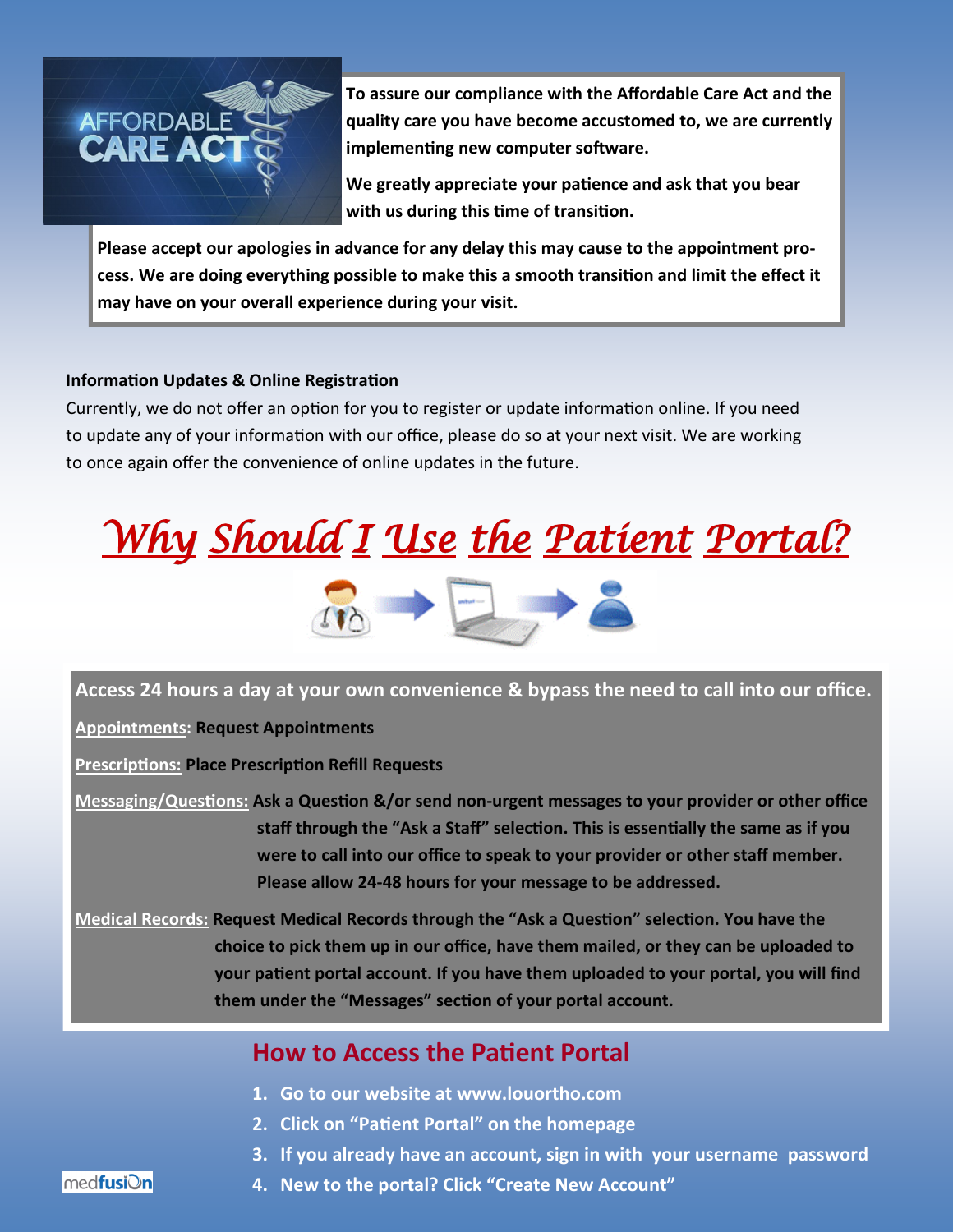**To assure our compliance with the Affordable Care Act and the quality care you have become accustomed to, we are currently implementing new computer software.**

**We greatly appreciate your patience and ask that you bear with us during this time of transition.**

**Please accept our apologies in advance for any delay this may cause to the appointment process. We are doing everything possible to make this a smooth transition and limit the effect it may have on your overall experience during your visit.**

**Information Updates & Online Registration**

Currently, we do not offer an option for you to register or update information online. If you need to update any of your information with our office, please do so at your next visit. We are working to once again offer the convenience of online updates in the future.

# *Why Should I Use the Patient Portal?*

**Access 24 hours a day at your own convenience & bypass the need to call into our office.**

**Appointments: Request Appointments**

**Prescriptions: Place Prescription Refill Requests**

**Messaging/Questions: Ask a Question &/or send non-urgent messages to your provider or other office staff through the "Ask a Staff" selection. This is essentially the same as if you were to call into our office to speak to your provider or other staff member. Please allow 24-48 hours for your message to be addressed.**

**Medical Records: Request Medical Records through the "Ask a Question" selection. You have the choice to pick them up in our office, have them mailed, or they can be uploaded to your patient portal account. If you have them uploaded to your portal, you will find them under the "Messages" section of your portal account.**

## How to Access the Patient Portal

1. **Go to our website at www.louortho.com**
2. **Click on "Patient Portal" on the homepage**
3. **If you already have an account, sign in with your username password**
4. **New to the portal? Click "Create New Account"**

medfusion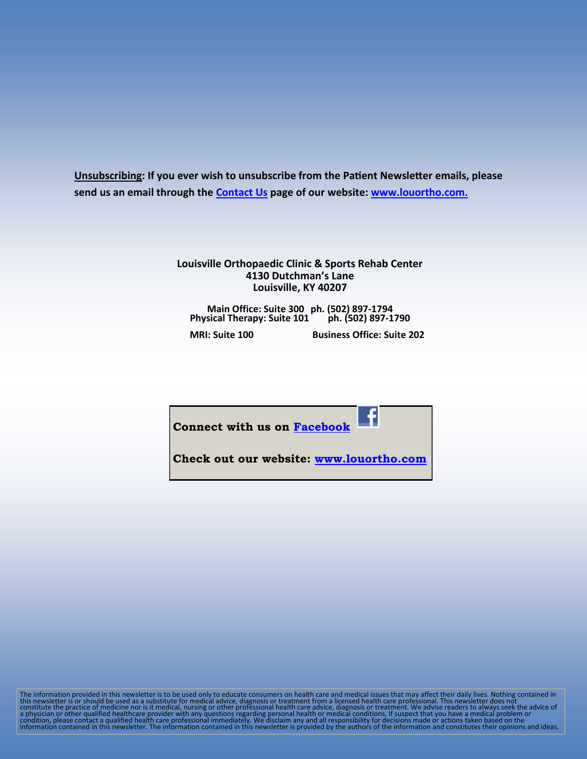**Unsubscribing: If you ever wish to unsubscribe from the Patient Newsletter emails, please send us an email through the Contact Us page of our website: www.louortho.com.**

**Louisville Orthopaedic Clinic & Sports Rehab Center**
**4130 Dutchman's Lane**
**Louisville, KY 40207**

**Main Office: Suite 300 ph. (502) 897-1794**
**Physical Therapy: Suite 101 ph. (502) 897-1790**

**MRI: Suite 100** **Business Office: Suite 202**

**Connect with us on Facebook**

**Check out our website: www.louortho.com**

The information provided in this newsletter is to be used only to educate consumers on health care and medical issues that may affect their daily lives. Nothing contained in this newsletter is or should be used as a substitute for medical advice, diagnosis or treatment from a licensed health care professional. This newsletter does not constitute the practice of medicine nor is it medical, nursing or other professional health care advice, diagnosis or treatment. We advise readers to always seek the advice of a physician or other qualified healthcare provider with any questions regarding personal health or medical conditions. If suspect that you have a medical problem or condition, please contact a qualified health care professional immediately. We disclaim any and all responsibility for decisions made or actions taken based on the information contained in this newsletter. The information contained in this newsletter is provided by the authors of the information and constitutes their opinions and ideas.